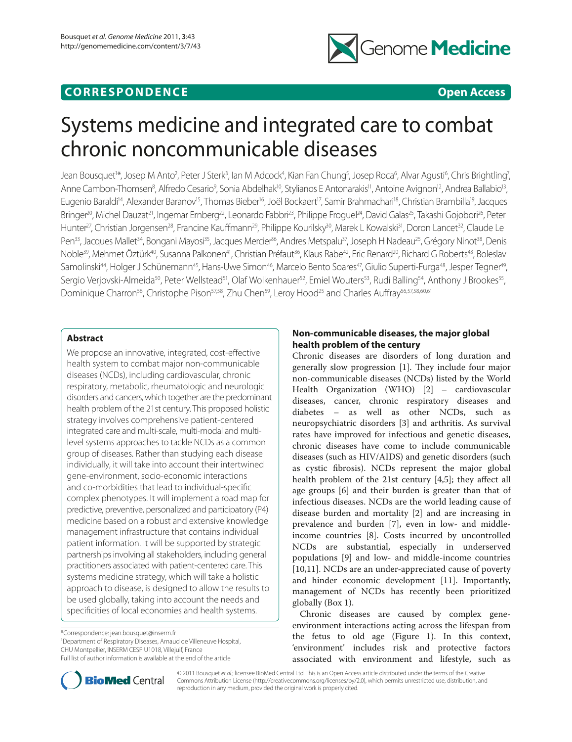CORRESPONDENCE

Open Access

# Systems medicine and integrated care to combat chronic noncommunicable diseases

Jean Bousquet[1]*, Josep M Anto[2], Peter J Sterk[3], Ian M Adcock[4], Kian Fan Chung[5], Josep Roca[6], Alvar Agusti[6], Chris Brightling[7], Anne Cambon-Thomsen[8], Alfredo Cesario[9], Sonia Abdelhak[10], Stylianos E Antonarakis[11], Antoine Avignon[12], Andrea Ballabio[13], Eugenio Baraldi[14], Alexander Baranov[15], Thomas Bieber[16], Joël Bockaert[17], Samir Brahmachari[18], Christian Brambilla[19], Jacques Bringer[20], Michel Dauzat[21], Ingemar Ernberg[22], Leonardo Fabbri[23], Philippe Froguel[24], David Galas[25], Takashi Gojobori[26], Peter Hunter[27], Christian Jorgensen[28], Francine Kauffmann[29], Philippe Kourilsky[30], Marek L Kowalski[31], Doron Lancet[32], Claude Le Pen[33], Jacques Mallet[34], Bongani Mayosi[35], Jacques Mercier[36], Andres Metspalu[37], Joseph H Nadeau[25], Grégory Ninot[38], Denis Noble[39], Mehmet Öztürk[40], Susanna Palkonen[41], Christian Préfaut[36], Klaus Rabe[42], Eric Renard[20], Richard G Roberts[43], Boleslav Samolinski[44], Holger J Schünemann[45], Hans-Uwe Simon[46], Marcelo Bento Soares[47], Giulio Superti-Furga[48], Jesper Tegner[49], Sergio Verjovski-Almeida[50], Peter Wellstead[51], Olaf Wolkenhauer[52], Emiel Wouters[53], Rudi Balling[54], Anthony J Brookes[55], Dominique Charron[56], Christophe Pison[57,58], Zhu Chen[59], Leroy Hood[25] and Charles Auffray[56,57,58,60,61]

## Abstract

We propose an innovative, integrated, cost-effective health system to combat major non-communicable diseases (NCDs), including cardiovascular, chronic respiratory, metabolic, rheumatologic and neurologic disorders and cancers, which together are the predominant health problem of the 21st century. This proposed holistic strategy involves comprehensive patient-centered integrated care and multi-scale, multi-modal and multi-level systems approaches to tackle NCDs as a common group of diseases. Rather than studying each disease individually, it will take into account their intertwined gene-environment, socio-economic interactions and co-morbidities that lead to individual-specific complex phenotypes. It will implement a road map for predictive, preventive, personalized and participatory (P4) medicine based on a robust and extensive knowledge management infrastructure that contains individual patient information. It will be supported by strategic partnerships involving all stakeholders, including general practitioners associated with patient-centered care. This systems medicine strategy, which will take a holistic approach to disease, is designed to allow the results to be used globally, taking into account the needs and specificities of local economies and health systems.

*Correspondence: jean.bousquet@inserm.fr
[1]Department of Respiratory Diseases, Arnaud de Villeneuve Hospital, CHU Montpellier, INSERM CESP U1018, Villejuif, France
Full list of author information is available at the end of the article

## Non-communicable diseases, the major global health problem of the century

Chronic diseases are disorders of long duration and generally slow progression [1]. They include four major non-communicable diseases (NCDs) listed by the World Health Organization (WHO) [2] – cardiovascular diseases, cancer, chronic respiratory diseases and diabetes – as well as other NCDs, such as neuropsychiatric disorders [3] and arthritis. As survival rates have improved for infectious and genetic diseases, chronic diseases have come to include communicable diseases (such as HIV/AIDS) and genetic disorders (such as cystic fibrosis). NCDs represent the major global health problem of the 21st century [4,5]; they affect all age groups [6] and their burden is greater than that of infectious diseases. NCDs are the world leading cause of disease burden and mortality [2] and are increasing in prevalence and burden [7], even in low- and middle-income countries [8]. Costs incurred by uncontrolled NCDs are substantial, especially in underserved populations [9] and low- and middle-income countries [10,11]. NCDs are an under-appreciated cause of poverty and hinder economic development [11]. Importantly, management of NCDs has recently been prioritized globally (Box 1).

Chronic diseases are caused by complex gene-environment interactions acting across the lifespan from the fetus to old age (Figure 1). In this context, 'environment' includes risk and protective factors associated with environment and lifestyle, such as

© 2011 Bousquet et al.; licensee BioMed Central Ltd. This is an Open Access article distributed under the terms of the Creative Commons Attribution License (http://creativecommons.org/licenses/by/2.0), which permits unrestricted use, distribution, and reproduction in any medium, provided the original work is properly cited.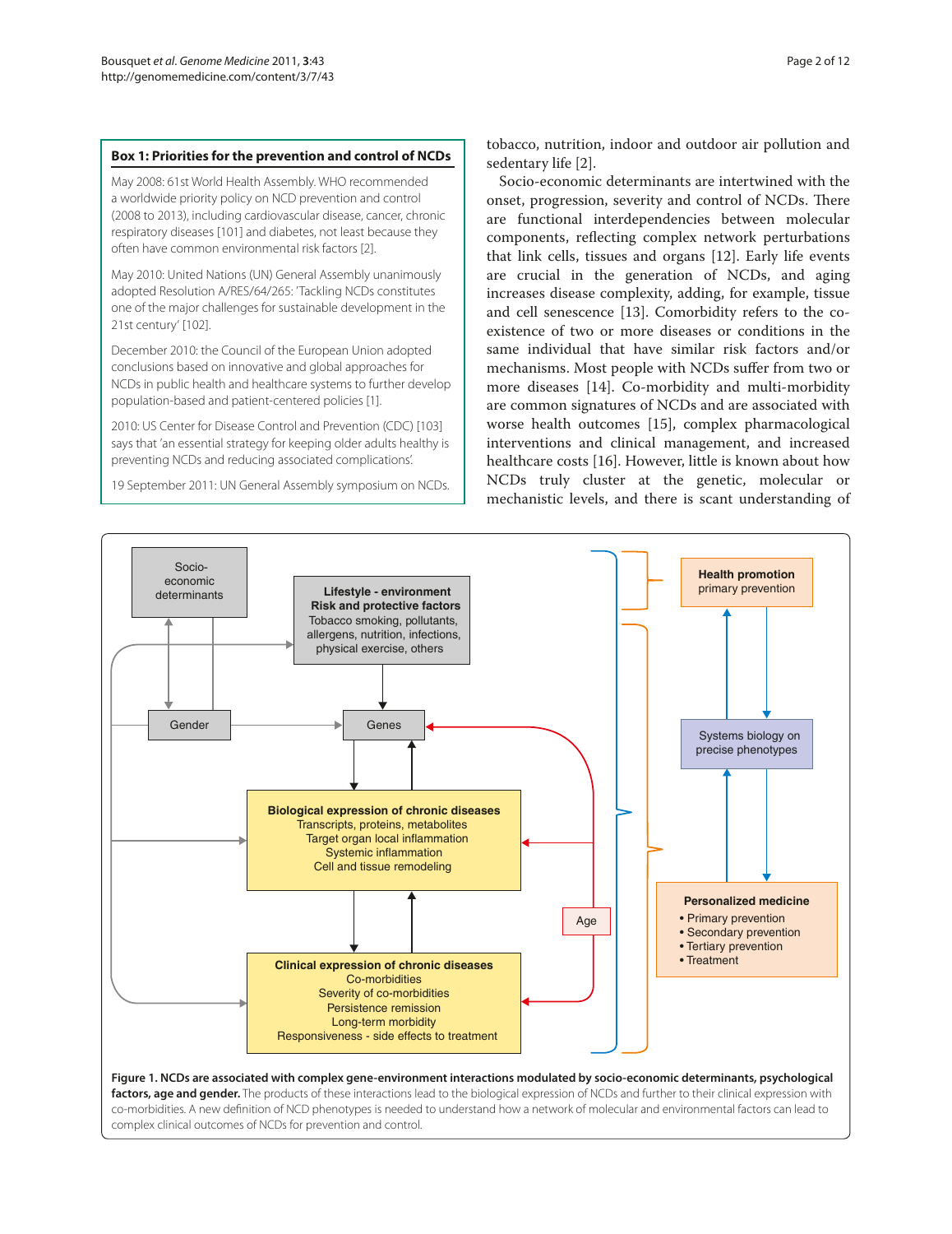**Box 1: Priorities for the prevention and control of NCDs**

May 2008: 61st World Health Assembly. WHO recommended a worldwide priority policy on NCD prevention and control (2008 to 2013), including cardiovascular disease, cancer, chronic respiratory diseases [101] and diabetes, not least because they often have common environmental risk factors [2].

May 2010: United Nations (UN) General Assembly unanimously adopted Resolution A/RES/64/265: 'Tackling NCDs constitutes one of the major challenges for sustainable development in the 21st century' [102].

December 2010: the Council of the European Union adopted conclusions based on innovative and global approaches for NCDs in public health and healthcare systems to further develop population-based and patient-centered policies [1].

2010: US Center for Disease Control and Prevention (CDC) [103] says that 'an essential strategy for keeping older adults healthy is preventing NCDs and reducing associated complications'.

19 September 2011: UN General Assembly symposium on NCDs.

tobacco, nutrition, indoor and outdoor air pollution and sedentary life [2].

Socio-economic determinants are intertwined with the onset, progression, severity and control of NCDs. There are functional interdependencies between molecular components, reflecting complex network perturbations that link cells, tissues and organs [12]. Early life events are crucial in the generation of NCDs, and aging increases disease complexity, adding, for example, tissue and cell senescence [13]. Comorbidity refers to the co-existence of two or more diseases or conditions in the same individual that have similar risk factors and/or mechanisms. Most people with NCDs suffer from two or more diseases [14]. Co-morbidity and multi-morbidity are common signatures of NCDs and are associated with worse health outcomes [15], complex pharmacological interventions and clinical management, and increased healthcare costs [16]. However, little is known about how NCDs truly cluster at the genetic, molecular or mechanistic levels, and there is scant understanding of

**Figure 1. NCDs are associated with complex gene-environment interactions modulated by socio-economic determinants, psychological factors, age and gender.** The products of these interactions lead to the biological expression of NCDs and further to their clinical expression with co-morbidities. A new definition of NCD phenotypes is needed to understand how a network of molecular and environmental factors can lead to complex clinical outcomes of NCDs for prevention and control.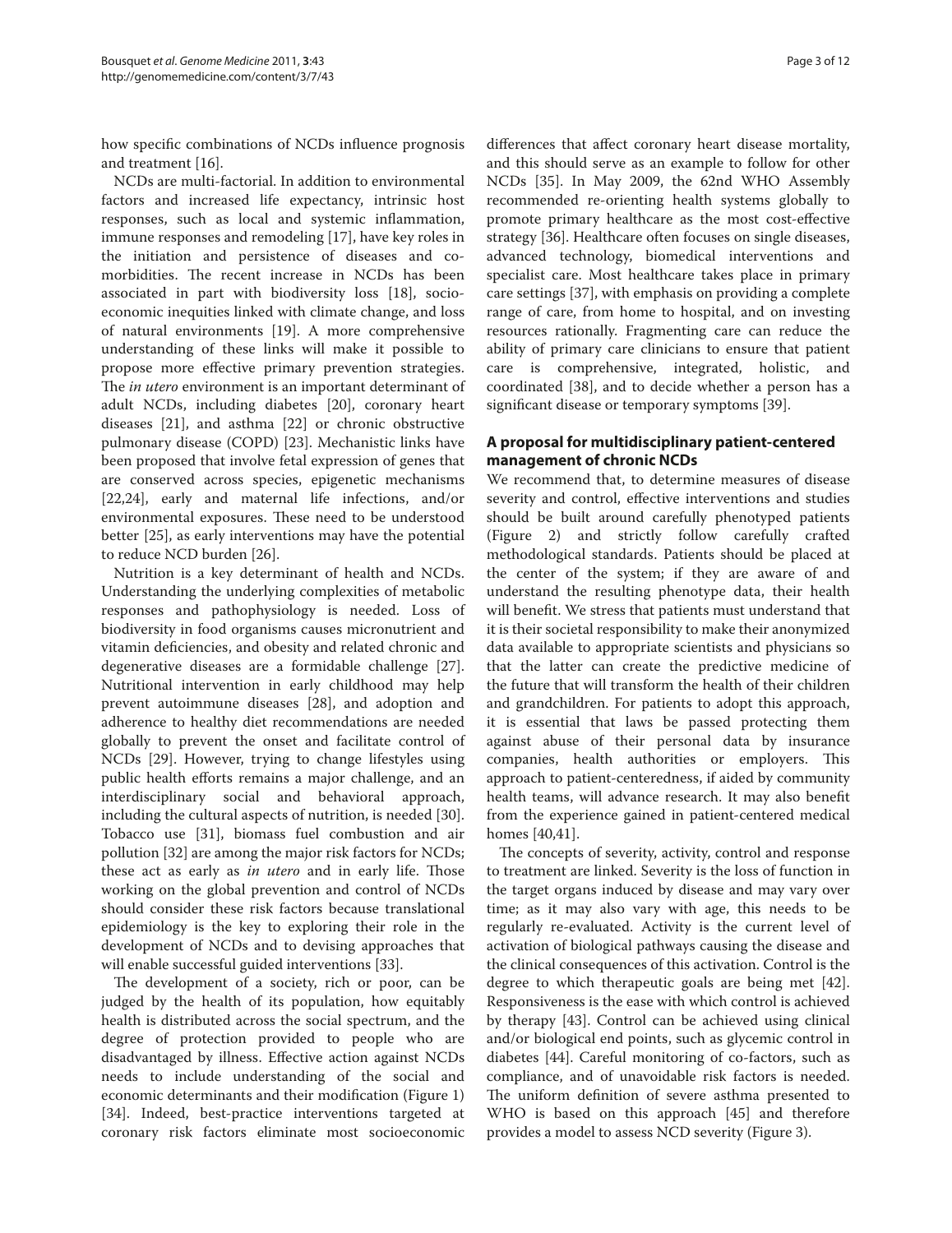how specific combinations of NCDs influence prognosis and treatment [16].

NCDs are multi-factorial. In addition to environmental factors and increased life expectancy, intrinsic host responses, such as local and systemic inflammation, immune responses and remodeling [17], have key roles in the initiation and persistence of diseases and co-morbidities. The recent increase in NCDs has been associated in part with biodiversity loss [18], socio-economic inequities linked with climate change, and loss of natural environments [19]. A more comprehensive understanding of these links will make it possible to propose more effective primary prevention strategies. The *in utero* environment is an important determinant of adult NCDs, including diabetes [20], coronary heart diseases [21], and asthma [22] or chronic obstructive pulmonary disease (COPD) [23]. Mechanistic links have been proposed that involve fetal expression of genes that are conserved across species, epigenetic mechanisms [22,24], early and maternal life infections, and/or environmental exposures. These need to be understood better [25], as early interventions may have the potential to reduce NCD burden [26].

Nutrition is a key determinant of health and NCDs. Understanding the underlying complexities of metabolic responses and pathophysiology is needed. Loss of biodiversity in food organisms causes micronutrient and vitamin deficiencies, and obesity and related chronic and degenerative diseases are a formidable challenge [27]. Nutritional intervention in early childhood may help prevent autoimmune diseases [28], and adoption and adherence to healthy diet recommendations are needed globally to prevent the onset and facilitate control of NCDs [29]. However, trying to change lifestyles using public health efforts remains a major challenge, and an interdisciplinary social and behavioral approach, including the cultural aspects of nutrition, is needed [30]. Tobacco use [31], biomass fuel combustion and air pollution [32] are among the major risk factors for NCDs; these act as early as *in utero* and in early life. Those working on the global prevention and control of NCDs should consider these risk factors because translational epidemiology is the key to exploring their role in the development of NCDs and to devising approaches that will enable successful guided interventions [33].

The development of a society, rich or poor, can be judged by the health of its population, how equitably health is distributed across the social spectrum, and the degree of protection provided to people who are disadvantaged by illness. Effective action against NCDs needs to include understanding of the social and economic determinants and their modification (Figure 1) [34]. Indeed, best-practice interventions targeted at coronary risk factors eliminate most socioeconomic differences that affect coronary heart disease mortality, and this should serve as an example to follow for other NCDs [35]. In May 2009, the 62nd WHO Assembly recommended re-orienting health systems globally to promote primary healthcare as the most cost-effective strategy [36]. Healthcare often focuses on single diseases, advanced technology, biomedical interventions and specialist care. Most healthcare takes place in primary care settings [37], with emphasis on providing a complete range of care, from home to hospital, and on investing resources rationally. Fragmenting care can reduce the ability of primary care clinicians to ensure that patient care is comprehensive, integrated, holistic, and coordinated [38], and to decide whether a person has a significant disease or temporary symptoms [39].

## A proposal for multidisciplinary patient-centered management of chronic NCDs

We recommend that, to determine measures of disease severity and control, effective interventions and studies should be built around carefully phenotyped patients (Figure 2) and strictly follow carefully crafted methodological standards. Patients should be placed at the center of the system; if they are aware of and understand the resulting phenotype data, their health will benefit. We stress that patients must understand that it is their societal responsibility to make their anonymized data available to appropriate scientists and physicians so that the latter can create the predictive medicine of the future that will transform the health of their children and grandchildren. For patients to adopt this approach, it is essential that laws be passed protecting them against abuse of their personal data by insurance companies, health authorities or employers. This approach to patient-centeredness, if aided by community health teams, will advance research. It may also benefit from the experience gained in patient-centered medical homes [40,41].

The concepts of severity, activity, control and response to treatment are linked. Severity is the loss of function in the target organs induced by disease and may vary over time; as it may also vary with age, this needs to be regularly re-evaluated. Activity is the current level of activation of biological pathways causing the disease and the clinical consequences of this activation. Control is the degree to which therapeutic goals are being met [42]. Responsiveness is the ease with which control is achieved by therapy [43]. Control can be achieved using clinical and/or biological end points, such as glycemic control in diabetes [44]. Careful monitoring of co-factors, such as compliance, and of unavoidable risk factors is needed. The uniform definition of severe asthma presented to WHO is based on this approach [45] and therefore provides a model to assess NCD severity (Figure 3).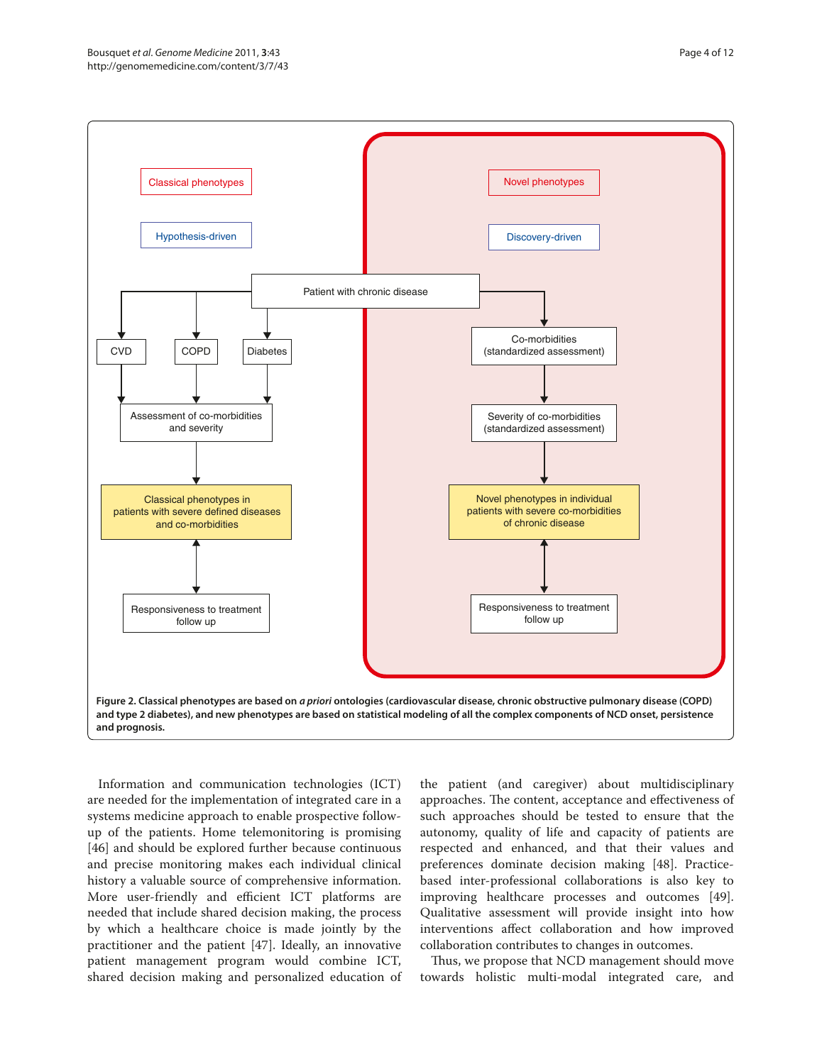**Figure 2. Classical phenotypes are based on *a priori* ontologies (cardiovascular disease, chronic obstructive pulmonary disease (COPD) and type 2 diabetes), and new phenotypes are based on statistical modeling of all the complex components of NCD onset, persistence and prognosis.**

Information and communication technologies (ICT) are needed for the implementation of integrated care in a systems medicine approach to enable prospective follow-up of the patients. Home telemonitoring is promising [46] and should be explored further because continuous and precise monitoring makes each individual clinical history a valuable source of comprehensive information. More user-friendly and efficient ICT platforms are needed that include shared decision making, the process by which a healthcare choice is made jointly by the practitioner and the patient [47]. Ideally, an innovative patient management program would combine ICT, shared decision making and personalized education of the patient (and caregiver) about multidisciplinary approaches. The content, acceptance and effectiveness of such approaches should be tested to ensure that the autonomy, quality of life and capacity of patients are respected and enhanced, and that their values and preferences dominate decision making [48]. Practice-based inter-professional collaborations is also key to improving healthcare processes and outcomes [49]. Qualitative assessment will provide insight into how interventions affect collaboration and how improved collaboration contributes to changes in outcomes.

Thus, we propose that NCD management should move towards holistic multi-modal integrated care, and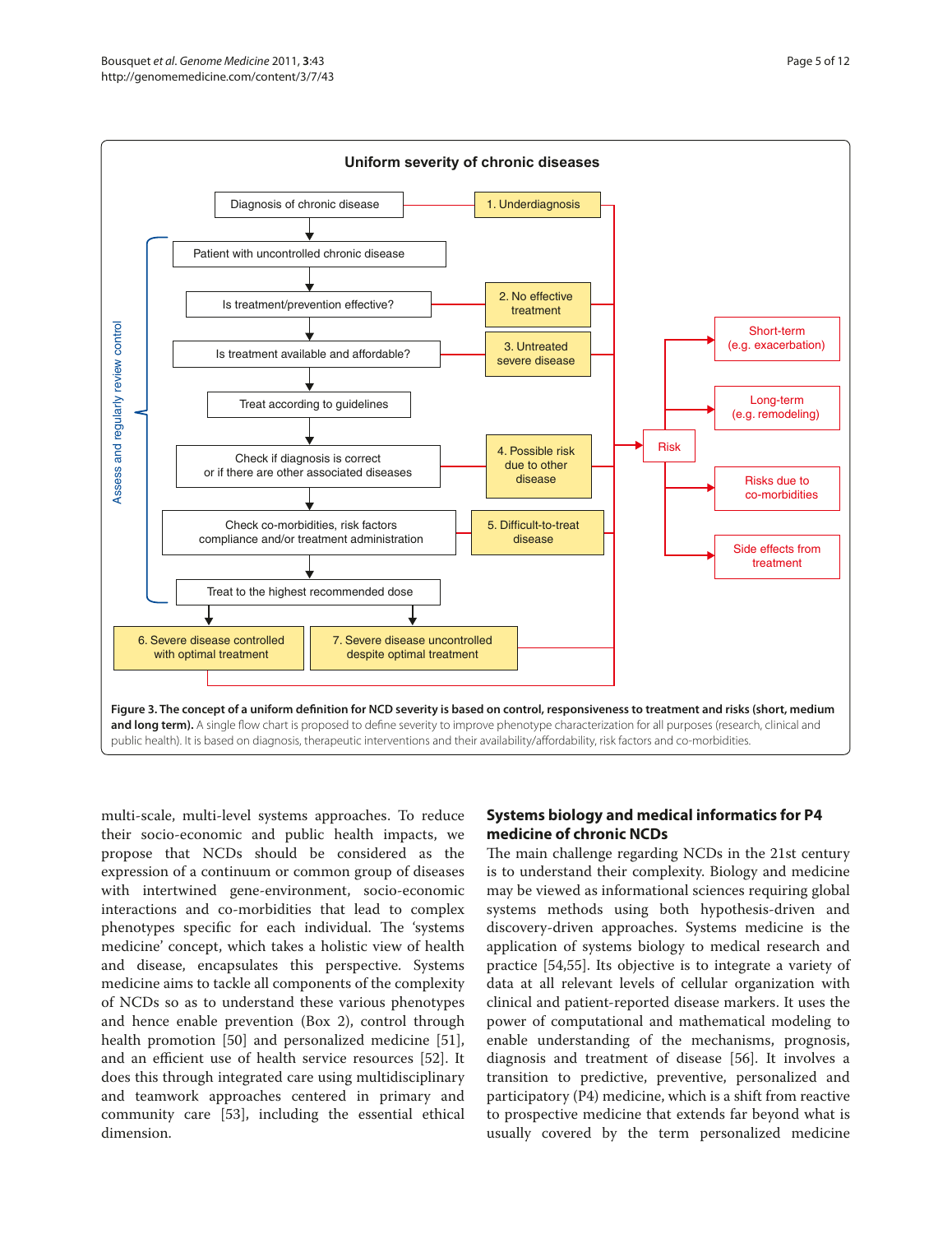Uniform severity of chronic diseases

Figure 3. The concept of a uniform definition for NCD severity is based on control, responsiveness to treatment and risks (short, medium and long term). A single flow chart is proposed to define severity to improve phenotype characterization for all purposes (research, clinical and public health). It is based on diagnosis, therapeutic interventions and their availability/affordability, risk factors and co-morbidities.

multi-scale, multi-level systems approaches. To reduce their socio-economic and public health impacts, we propose that NCDs should be considered as the expression of a continuum or common group of diseases with intertwined gene-environment, socio-economic interactions and co-morbidities that lead to complex phenotypes specific for each individual. The 'systems medicine' concept, which takes a holistic view of health and disease, encapsulates this perspective. Systems medicine aims to tackle all components of the complexity of NCDs so as to understand these various phenotypes and hence enable prevention (Box 2), control through health promotion [50] and personalized medicine [51], and an efficient use of health service resources [52]. It does this through integrated care using multidisciplinary and teamwork approaches centered in primary and community care [53], including the essential ethical dimension.

## Systems biology and medical informatics for P4 medicine of chronic NCDs

The main challenge regarding NCDs in the 21st century is to understand their complexity. Biology and medicine may be viewed as informational sciences requiring global systems methods using both hypothesis-driven and discovery-driven approaches. Systems medicine is the application of systems biology to medical research and practice [54,55]. Its objective is to integrate a variety of data at all relevant levels of cellular organization with clinical and patient-reported disease markers. It uses the power of computational and mathematical modeling to enable understanding of the mechanisms, prognosis, diagnosis and treatment of disease [56]. It involves a transition to predictive, preventive, personalized and participatory (P4) medicine, which is a shift from reactive to prospective medicine that extends far beyond what is usually covered by the term personalized medicine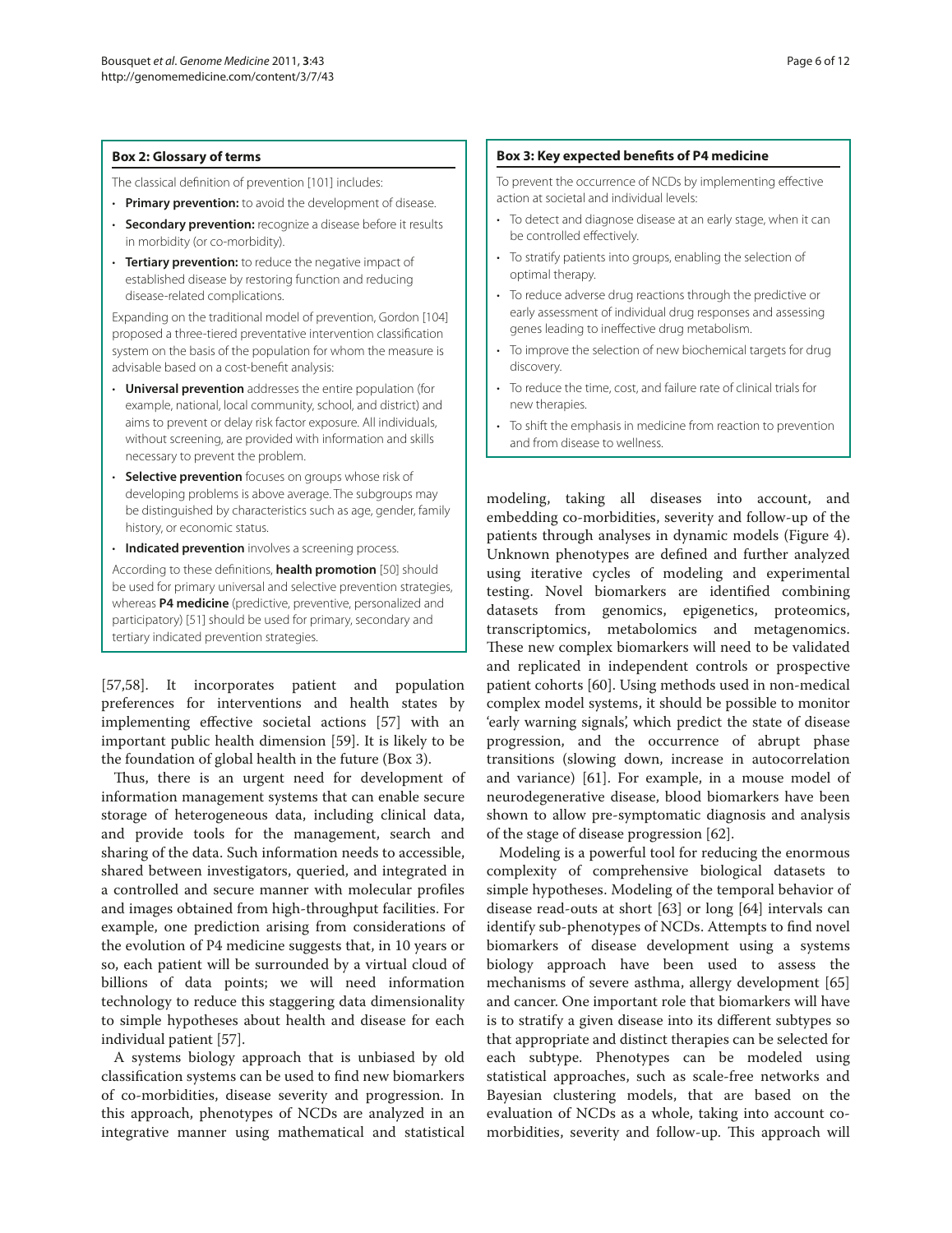### Box 2: Glossary of terms

The classical definition of prevention [101] includes:

- **Primary prevention:** to avoid the development of disease.
- **Secondary prevention:** recognize a disease before it results in morbidity (or co-morbidity).
- **Tertiary prevention:** to reduce the negative impact of established disease by restoring function and reducing disease-related complications.

Expanding on the traditional model of prevention, Gordon [104] proposed a three-tiered preventative intervention classification system on the basis of the population for whom the measure is advisable based on a cost-benefit analysis:

- **Universal prevention** addresses the entire population (for example, national, local community, school, and district) and aims to prevent or delay risk factor exposure. All individuals, without screening, are provided with information and skills necessary to prevent the problem.
- **Selective prevention** focuses on groups whose risk of developing problems is above average. The subgroups may be distinguished by characteristics such as age, gender, family history, or economic status.
- **Indicated prevention** involves a screening process.

According to these definitions, **health promotion** [50] should be used for primary universal and selective prevention strategies, whereas **P4 medicine** (predictive, preventive, personalized and participatory) [51] should be used for primary, secondary and tertiary indicated prevention strategies.

[57,58]. It incorporates patient and population preferences for interventions and health states by implementing effective societal actions [57] with an important public health dimension [59]. It is likely to be the foundation of global health in the future (Box 3).

Thus, there is an urgent need for development of information management systems that can enable secure storage of heterogeneous data, including clinical data, and provide tools for the management, search and sharing of the data. Such information needs to accessible, shared between investigators, queried, and integrated in a controlled and secure manner with molecular profiles and images obtained from high-throughput facilities. For example, one prediction arising from considerations of the evolution of P4 medicine suggests that, in 10 years or so, each patient will be surrounded by a virtual cloud of billions of data points; we will need information technology to reduce this staggering data dimensionality to simple hypotheses about health and disease for each individual patient [57].

A systems biology approach that is unbiased by old classification systems can be used to find new biomarkers of co-morbidities, disease severity and progression. In this approach, phenotypes of NCDs are analyzed in an integrative manner using mathematical and statistical

### Box 3: Key expected benefits of P4 medicine

To prevent the occurrence of NCDs by implementing effective action at societal and individual levels:

- To detect and diagnose disease at an early stage, when it can be controlled effectively.
- To stratify patients into groups, enabling the selection of optimal therapy.
- To reduce adverse drug reactions through the predictive or early assessment of individual drug responses and assessing genes leading to ineffective drug metabolism.
- To improve the selection of new biochemical targets for drug discovery.
- To reduce the time, cost, and failure rate of clinical trials for new therapies.
- To shift the emphasis in medicine from reaction to prevention and from disease to wellness.

modeling, taking all diseases into account, and embedding co-morbidities, severity and follow-up of the patients through analyses in dynamic models (Figure 4). Unknown phenotypes are defined and further analyzed using iterative cycles of modeling and experimental testing. Novel biomarkers are identified combining datasets from genomics, epigenetics, proteomics, transcriptomics, metabolomics and metagenomics. These new complex biomarkers will need to be validated and replicated in independent controls or prospective patient cohorts [60]. Using methods used in non-medical complex model systems, it should be possible to monitor 'early warning signals', which predict the state of disease progression, and the occurrence of abrupt phase transitions (slowing down, increase in autocorrelation and variance) [61]. For example, in a mouse model of neurodegenerative disease, blood biomarkers have been shown to allow pre-symptomatic diagnosis and analysis of the stage of disease progression [62].

Modeling is a powerful tool for reducing the enormous complexity of comprehensive biological datasets to simple hypotheses. Modeling of the temporal behavior of disease read-outs at short [63] or long [64] intervals can identify sub-phenotypes of NCDs. Attempts to find novel biomarkers of disease development using a systems biology approach have been used to assess the mechanisms of severe asthma, allergy development [65] and cancer. One important role that biomarkers will have is to stratify a given disease into its different subtypes so that appropriate and distinct therapies can be selected for each subtype. Phenotypes can be modeled using statistical approaches, such as scale-free networks and Bayesian clustering models, that are based on the evaluation of NCDs as a whole, taking into account co-morbidities, severity and follow-up. This approach will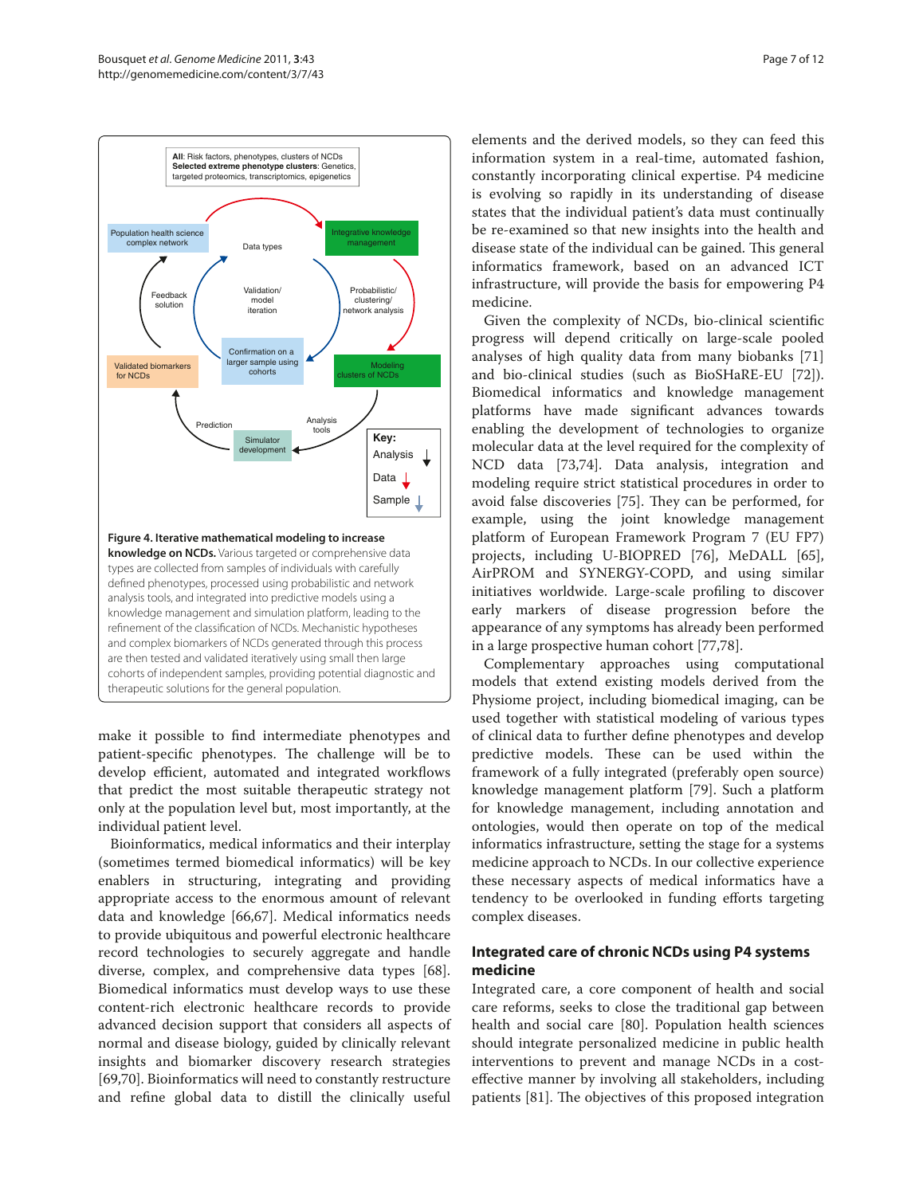**Figure 4. Iterative mathematical modeling to increase knowledge on NCDs.** Various targeted or comprehensive data types are collected from samples of individuals with carefully defined phenotypes, processed using probabilistic and network analysis tools, and integrated into predictive models using a knowledge management and simulation platform, leading to the refinement of the classification of NCDs. Mechanistic hypotheses and complex biomarkers of NCDs generated through this process are then tested and validated iteratively using small then large cohorts of independent samples, providing potential diagnostic and therapeutic solutions for the general population.

make it possible to find intermediate phenotypes and patient-specific phenotypes. The challenge will be to develop efficient, automated and integrated workflows that predict the most suitable therapeutic strategy not only at the population level but, most importantly, at the individual patient level.

Bioinformatics, medical informatics and their interplay (sometimes termed biomedical informatics) will be key enablers in structuring, integrating and providing appropriate access to the enormous amount of relevant data and knowledge [66,67]. Medical informatics needs to provide ubiquitous and powerful electronic healthcare record technologies to securely aggregate and handle diverse, complex, and comprehensive data types [68]. Biomedical informatics must develop ways to use these content-rich electronic healthcare records to provide advanced decision support that considers all aspects of normal and disease biology, guided by clinically relevant insights and biomarker discovery research strategies [69,70]. Bioinformatics will need to constantly restructure and refine global data to distill the clinically useful elements and the derived models, so they can feed this information system in a real-time, automated fashion, constantly incorporating clinical expertise. P4 medicine is evolving so rapidly in its understanding of disease states that the individual patient's data must continually be re-examined so that new insights into the health and disease state of the individual can be gained. This general informatics framework, based on an advanced ICT infrastructure, will provide the basis for empowering P4 medicine.

Given the complexity of NCDs, bio-clinical scientific progress will depend critically on large-scale pooled analyses of high quality data from many biobanks [71] and bio-clinical studies (such as BioSHaRE-EU [72]). Biomedical informatics and knowledge management platforms have made significant advances towards enabling the development of technologies to organize molecular data at the level required for the complexity of NCD data [73,74]. Data analysis, integration and modeling require strict statistical procedures in order to avoid false discoveries [75]. They can be performed, for example, using the joint knowledge management platform of European Framework Program 7 (EU FP7) projects, including U-BIOPRED [76], MeDALL [65], AirPROM and SYNERGY-COPD, and using similar initiatives worldwide. Large-scale profiling to discover early markers of disease progression before the appearance of any symptoms has already been performed in a large prospective human cohort [77,78].

Complementary approaches using computational models that extend existing models derived from the Physiome project, including biomedical imaging, can be used together with statistical modeling of various types of clinical data to further define phenotypes and develop predictive models. These can be used within the framework of a fully integrated (preferably open source) knowledge management platform [79]. Such a platform for knowledge management, including annotation and ontologies, would then operate on top of the medical informatics infrastructure, setting the stage for a systems medicine approach to NCDs. In our collective experience these necessary aspects of medical informatics have a tendency to be overlooked in funding efforts targeting complex diseases.

## Integrated care of chronic NCDs using P4 systems medicine

Integrated care, a core component of health and social care reforms, seeks to close the traditional gap between health and social care [80]. Population health sciences should integrate personalized medicine in public health interventions to prevent and manage NCDs in a cost-effective manner by involving all stakeholders, including patients [81]. The objectives of this proposed integration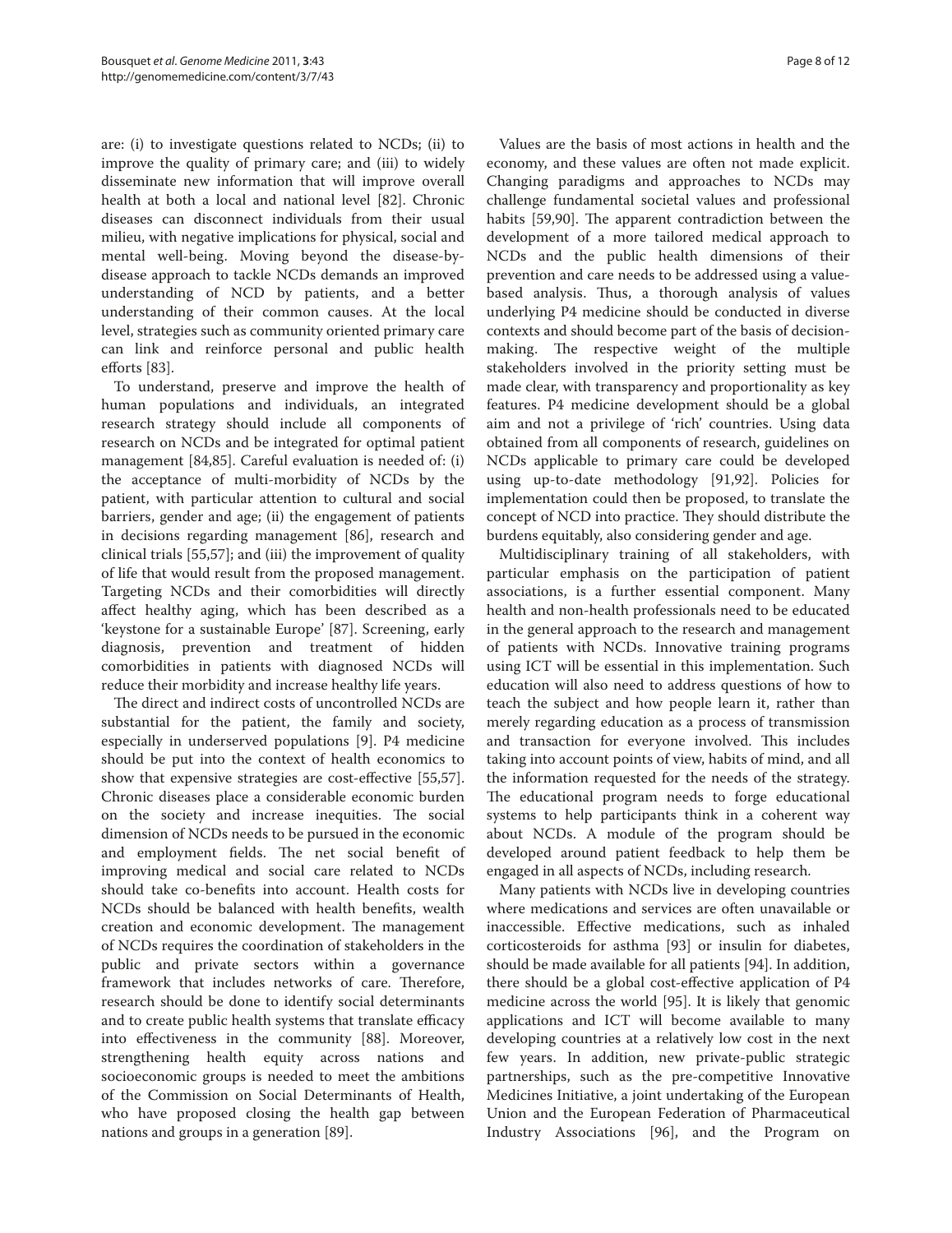are: (i) to investigate questions related to NCDs; (ii) to improve the quality of primary care; and (iii) to widely disseminate new information that will improve overall health at both a local and national level [82]. Chronic diseases can disconnect individuals from their usual milieu, with negative implications for physical, social and mental well-being. Moving beyond the disease-by-disease approach to tackle NCDs demands an improved understanding of NCD by patients, and a better understanding of their common causes. At the local level, strategies such as community oriented primary care can link and reinforce personal and public health efforts [83].

To understand, preserve and improve the health of human populations and individuals, an integrated research strategy should include all components of research on NCDs and be integrated for optimal patient management [84,85]. Careful evaluation is needed of: (i) the acceptance of multi-morbidity of NCDs by the patient, with particular attention to cultural and social barriers, gender and age; (ii) the engagement of patients in decisions regarding management [86], research and clinical trials [55,57]; and (iii) the improvement of quality of life that would result from the proposed management. Targeting NCDs and their comorbidities will directly affect healthy aging, which has been described as a 'keystone for a sustainable Europe' [87]. Screening, early diagnosis, prevention and treatment of hidden comorbidities in patients with diagnosed NCDs will reduce their morbidity and increase healthy life years.

The direct and indirect costs of uncontrolled NCDs are substantial for the patient, the family and society, especially in underserved populations [9]. P4 medicine should be put into the context of health economics to show that expensive strategies are cost-effective [55,57]. Chronic diseases place a considerable economic burden on the society and increase inequities. The social dimension of NCDs needs to be pursued in the economic and employment fields. The net social benefit of improving medical and social care related to NCDs should take co-benefits into account. Health costs for NCDs should be balanced with health benefits, wealth creation and economic development. The management of NCDs requires the coordination of stakeholders in the public and private sectors within a governance framework that includes networks of care. Therefore, research should be done to identify social determinants and to create public health systems that translate efficacy into effectiveness in the community [88]. Moreover, strengthening health equity across nations and socioeconomic groups is needed to meet the ambitions of the Commission on Social Determinants of Health, who have proposed closing the health gap between nations and groups in a generation [89].

Values are the basis of most actions in health and the economy, and these values are often not made explicit. Changing paradigms and approaches to NCDs may challenge fundamental societal values and professional habits [59,90]. The apparent contradiction between the development of a more tailored medical approach to NCDs and the public health dimensions of their prevention and care needs to be addressed using a value-based analysis. Thus, a thorough analysis of values underlying P4 medicine should be conducted in diverse contexts and should become part of the basis of decision-making. The respective weight of the multiple stakeholders involved in the priority setting must be made clear, with transparency and proportionality as key features. P4 medicine development should be a global aim and not a privilege of 'rich' countries. Using data obtained from all components of research, guidelines on NCDs applicable to primary care could be developed using up-to-date methodology [91,92]. Policies for implementation could then be proposed, to translate the concept of NCD into practice. They should distribute the burdens equitably, also considering gender and age.

Multidisciplinary training of all stakeholders, with particular emphasis on the participation of patient associations, is a further essential component. Many health and non-health professionals need to be educated in the general approach to the research and management of patients with NCDs. Innovative training programs using ICT will be essential in this implementation. Such education will also need to address questions of how to teach the subject and how people learn it, rather than merely regarding education as a process of transmission and transaction for everyone involved. This includes taking into account points of view, habits of mind, and all the information requested for the needs of the strategy. The educational program needs to forge educational systems to help participants think in a coherent way about NCDs. A module of the program should be developed around patient feedback to help them be engaged in all aspects of NCDs, including research.

Many patients with NCDs live in developing countries where medications and services are often unavailable or inaccessible. Effective medications, such as inhaled corticosteroids for asthma [93] or insulin for diabetes, should be made available for all patients [94]. In addition, there should be a global cost-effective application of P4 medicine across the world [95]. It is likely that genomic applications and ICT will become available to many developing countries at a relatively low cost in the next few years. In addition, new private-public strategic partnerships, such as the pre-competitive Innovative Medicines Initiative, a joint undertaking of the European Union and the European Federation of Pharmaceutical Industry Associations [96], and the Program on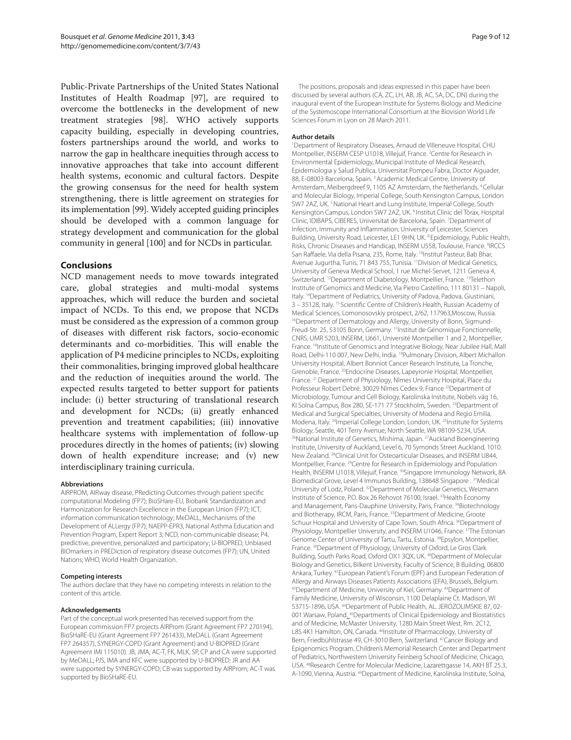Public-Private Partnerships of the United States National Institutes of Health Roadmap [97], are required to overcome the bottlenecks in the development of new treatment strategies [98]. WHO actively supports capacity building, especially in developing countries, fosters partnerships around the world, and works to narrow the gap in healthcare inequities through access to innovative approaches that take into account different health systems, economic and cultural factors. Despite the growing consensus for the need for health system strengthening, there is little agreement on strategies for its implementation [99]. Widely accepted guiding principles should be developed with a common language for strategy development and communication for the global community in general [100] and for NCDs in particular.

## Conclusions

NCD management needs to move towards integrated care, global strategies and multi-modal systems approaches, which will reduce the burden and societal impact of NCDs. To this end, we propose that NCDs must be considered as the expression of a common group of diseases with different risk factors, socio-economic determinants and co-morbidities. This will enable the application of P4 medicine principles to NCDs, exploiting their commonalities, bringing improved global healthcare and the reduction of inequities around the world. The expected results targeted to better support for patients include: (i) better structuring of translational research and development for NCDs; (ii) greatly enhanced prevention and treatment capabilities; (iii) innovative healthcare systems with implementation of follow-up procedures directly in the homes of patients; (iv) slowing down of health expenditure increase; and (v) new interdisciplinary training curricula.

#### Abbreviations

AIRPROM, AIRway disease, PRedicting Outcomes through patient specific computational Modeling (FP7); BioSHare-EU, Biobank Standardization and Harmonization for Research Excellence in the European Union (FP7); ICT, information communication technology; MeDALL, Mechanisms of the Development of ALLergy (FP7); NAEPP-EPR3, National Asthma Education and Prevention Program, Expert Report 3; NCD, non-communicable disease; P4, predictive, preventive, personalized and participatory; U-BIOPRED, Unbiased BIOmarkers in PREDiction of respiratory disease outcomes (FP7); UN, United Nations; WHO, World Health Organization.

#### Competing interests

The authors declare that they have no competing interests in relation to the content of this article.

#### Acknowledgements

Part of the conceptual work presented has received support from the European commission FP7 projects AIRProm (Grant Agreement FP7 270194), BioSHaRE-EU (Grant Agreement FP7 261433), MeDALL (Grant Agreement FP7 264357), SYNERGY-COPD (Grant Agreement) and U-BIOPRED (Grant Agreement IMI 115010). JB, JMA, AC-T, FK, MLK, SP, CP and CA were supported by MeDALL; PJS, IMA and KFC were supported by U-BIOPRED; JR and AA were supported by SYNERGY-COPD; CB was supported by AIRProm; AC-T was supported by BioSHaRE-EU.

The positions, proposals and ideas expressed in this paper have been discussed by several authors (CA, ZC, LH, AB, JB, AC, SA, DC, DN) during the inaugural event of the European Institute for Systems Biology and Medicine of the Systemoscope International Consortium at the Biovision World Life Sciences Forum in Lyon on 28 March 2011.

#### Author details

[1]Department of Respiratory Diseases, Arnaud de Villeneuve Hospital, CHU Montpellier, INSERM CESP U1018, Villejuif, France. [2]Centre for Research in Environmental Epidemiology, Municipal Institute of Medical Research, Epidemiologia y Salud Publica, Universitat Pompeu Fabra, Doctor Aiguader, 88, E-08003 Barcelona, Spain. [3]Academic Medical Centre, University of Amsterdam, Meibergdreef 9, 1105 AZ Amsterdam, the Netherlands. [4]Cellular and Molecular Biology, Imperial College, South Kensington Campus, London SW7 2AZ, UK. [5]National Heart and Lung Institute, Imperial College, South Kensington Campus, London SW7 2AZ, UK. [6]Institut Clínic del Tòrax, Hospital Clínic, IDIBAPS, CIBERES, Universitat de Barcelona, Spain. [7]Department of Infection, Immunity and Inflammation, University of Leicester, Sciences Building, University Road, Leicester, LE1 9HN, UK. [8]Epidemiology, Public Health, Risks, Chronic Diseases and Handicap, INSERM U558, Toulouse, France. [9]IRCCS San Raffaele, Via della Pisana, 235, Rome, Italy. [10]Institut Pasteur, Bab Bhar, Avenue Jugurtha, Tunis, 71 843 755, Tunisia. [11]Division of Medical Genetics, University of Geneva Medical School, 1 rue Michel-Servet, 1211 Geneva 4, Switzerland. [12]Department of Diabetology, Montpellier, France. [13]Telethon Institute of Genomics and Medicine, Via Pietro Castellino, 111 80131 – Napoli, Italy. [14]Department of Pediatrics, University of Padova, Padova, Giustiniani, 3 – 35128, Italy. [15]Scientific Centre of Children's Health, Russian Academy of Medical Sciences, Lomonosovskiy prospect, 2/62, 117963,Moscow, Russia. [16]Department of Dermatology and Allergy, University of Bonn, Sigmund-Freud-Str. 25, 53105 Bonn, Germany. [17]Institut de Génomique Fonctionnelle, CNRS, UMR 5203, INSERM, U661, Université Montpellier 1 and 2, Montpellier, France. [18]Institute of Genomics and Integrative Biology, Near Jubilee Hall, Mall Road, Delhi-110 007, New Delhi, India. [19]Pulmonary Division, Albert Michallon University Hospital, Albert Bonniot Cancer Research Institute, La Tronche, Grenoble, France. [20]Endocrine Diseases, Lapeyronie Hospital, Montpellier, France. [21]Department of Physiology, Nîmes University Hospital, Place du Professeur Robert Debré. 30029 Nîmes Cedex 9, France [22]Department of Microbiology, Tumour and Cell Biology, Karolinska Institute, Nobels väg 16, KI Solna Campus, Box 280, SE-171 77 Stockholm, Sweden. [23]Department of Medical and Surgical Specialties, University of Modena and Regio Emilia, Modena, Italy. [24]Imperial College London, London, UK. [25]Institute for Systems Biology, Seattle, 401 Terry Avenue, North Seattle, WA 98109-5234, USA. [26]National Institute of Genetics, Mishima, Japan. [27]Auckland Bioengineering Institute, University of Auckland, Level 6, 70 Symonds Street Auckland, 1010. New Zealand. [28]Clinical Unit for Osteoarticular Diseases, and INSERM U844, Montpellier, France. [29]Centre for Research in Epidemiology and Population Health, INSERM U1018, Villejuif, France. [30]Singapore Immunology Network, 8A Biomedical Grove, Level 4 Immunos Building, 138648 Singapore . [31]Medical University of Lodz, Poland. [32]Department of Molecular Genetics, Weizmann Institute of Science, P.O. Box 26 Rehovot 76100, Israel. [33]Health Economy and Management, Paris-Dauphine University, Paris, France. [34]Biotechnology and Biotherapy, IRCM, Paris, France. [35]Department of Medicine, Groote Schuur Hospital and University of Cape Town, South Africa. [36]Department of Physiology, Montpellier University, and INSERM U1046, France. [37]The Estonian Genome Center of University of Tartu, Tartu, Estonia. [38]Epsylon, Montpellier, France. [39]Department of Physiology, University of Oxford, Le Gros Clark Building, South Parks Road, Oxford OX1 3QX, UK. [40]Department of Molecular Biology and Genetics, Bilkent University, Faculty of Science, B Building, 06800 Ankara, Turkey. [41]European Patient's Forum (EPF) and European Federation of Allergy and Airways Diseases Patients Associations (EFA), Brussels, Belgium. [42]Department of Medicine, University of Kiel, Germany. [43]Department of Family Medicine, University of Wisconsin, 1100 Delaplaine Ct. Madison, WI 53715-1896, USA. [44]Department of Public Health, AL. JEROZOLIMSKIE 87, 02-001 Warsaw, Poland. [45]Departments of Clinical Epidemiology and Biostatistics and of Medicine, McMaster University, 1280 Main Street West, Rm. 2C12, L8S 4K1 Hamilton, ON, Canada. [46]Institute of Pharmacology, University of Bern, Friedbühlstrasse 49, CH-3010 Bern, Switzerland. [47]Cancer Biology and Epigenomics Program, Children's Memorial Research Center and Department of Pediatrics, Northwestern University Feinberg School of Medicine, Chicago, USA. [48]Research Centre for Molecular Medicine, Lazarettgasse 14, AKH BT 25.3, A-1090, Vienna, Austria. [49]Department of Medicine, Karolinska Institute, Solna,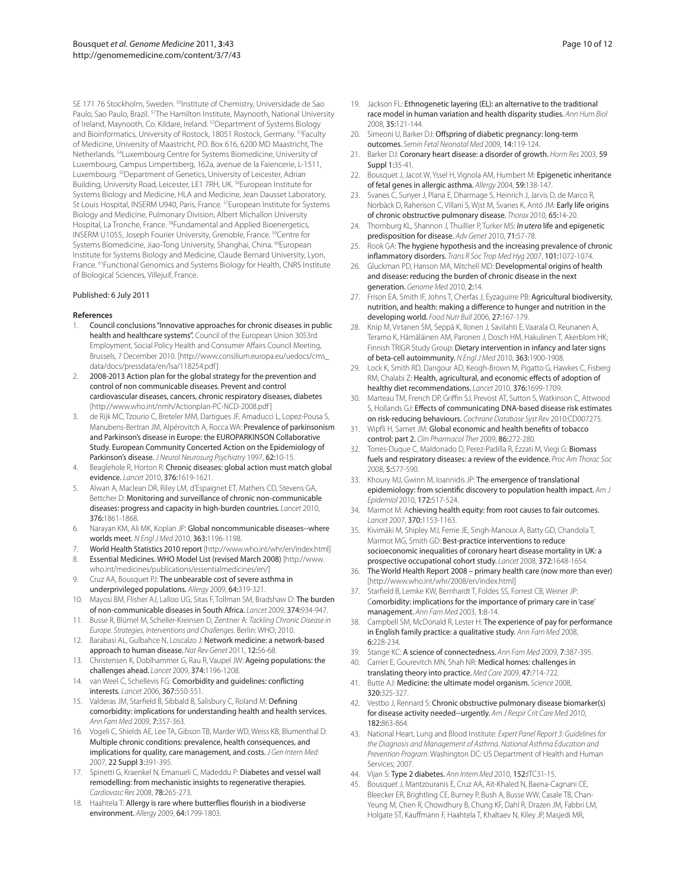SE 171 76 Stockholm, Sweden. [50]Institute of Chemistry, Universidade de Sao Paulo, Sao Paulo, Brazil. [51]The Hamilton Institute, Maynooth, National University of Ireland, Maynooth, Co. Kildare, Ireland. [52]Department of Systems Biology and Bioinformatics, University of Rostock, 18051 Rostock, Germany. [53]Faculty of Medicine, University of Maastricht, P.O. Box 616, 6200 MD Maastricht, The Netherlands. [54]Luxembourg Centre for Systems Biomedicine, University of Luxembourg, Campus Limpertsberg, 162a, avenue de la Faiencerie, L-1511, Luxembourg. [55]Department of Genetics, University of Leicester, Adrian Building, University Road, Leicester, LE1 7RH, UK. [56]European Institute for Systems Biology and Medicine, HLA and Medicine, Jean Dausset Laboratory, St Louis Hospital, INSERM U940, Paris, France. [57]European Institute for Systems Biology and Medicine, Pulmonary Division, Albert Michallon University Hospital, La Tronche, France. [58]Fundamental and Applied Bioenergetics, INSERM U1055, Joseph Fourier University, Grenoble, France. [59]Centre for Systems Biomedicine, Jiao-Tong University, Shanghai, China. [60]European Institute for Systems Biology and Medicine, Claude Bernard University, Lyon, France. [61]Functional Genomics and Systems Biology for Health, CNRS Institute of Biological Sciences, Villejuif, France.

Published: 6 July 2011

**References**

1. **Council conclusions "Innovative approaches for chronic diseases in public health and healthcare systems".** Council of the European Union 3053rd Employment, Social Policy Health and Consumer Affairs Council Meeting, Brussels, 7 December 2010. [http://www.consilium.europa.eu/uedocs/cms_data/docs/pressdata/en/lsa/118254.pdf]
2. **2008-2013 Action plan for the global strategy for the prevention and control of non communicable diseases. Prevent and control cardiovascular diseases, cancers, chronic respiratory diseases, diabetes** [http://www.who.int/nmh/Actionplan-PC-NCD-2008.pdf]
3. de Rijk MC, Tzourio C, Breteler MM, Dartigues JF, Amaducci L, Lopez-Pousa S, Manubens-Bertran JM, Alpérovitch A, Rocca WA: **Prevalence of parkinsonism and Parkinson's disease in Europe: the EUROPARKINSON Collaborative Study. European Community Concerted Action on the Epidemiology of Parkinson's disease.** *J Neurol Neurosurg Psychiatry* 1997, **62:**10-15.
4. Beaglehole R, Horton R: **Chronic diseases: global action must match global evidence.** *Lancet* 2010, **376:**1619-1621.
5. Alwan A, Maclean DR, Riley LM, d'Espaignet ET, Mathers CD, Stevens GA, Bettcher D: **Monitoring and surveillance of chronic non-communicable diseases: progress and capacity in high-burden countries.** *Lancet* 2010, **376:**1861-1868.
6. Narayan KM, Ali MK, Koplan JP: **Global noncommunicable diseases--where worlds meet.** *N Engl J Med* 2010, **363:**1196-1198.
7. **World Health Statistics 2010 report** [http://www.who.int/whr/en/index.html]
8. **Essential Medicines. WHO Model List (revised March 2008)** [http://www.who.int/medicines/publications/essentialmedicines/en/]
9. Cruz AA, Bousquet PJ: **The unbearable cost of severe asthma in underprivileged populations.** *Allergy* 2009, **64:**319-321.
10. Mayosi BM, Flisher AJ, Lalloo UG, Sitas F, Tollman SM, Bradshaw D: **The burden of non-communicable diseases in South Africa.** *Lancet* 2009, **374:**934-947.
11. Busse R, Blümel M, Scheller-Kreinsen D, Zentner A: *Tackling Chronic Disease in Europe. Strategies, Interventions and Challenges.* Berlin: WHO; 2010.
12. Barabasi AL, Gulbahce N, Loscalzo J: **Network medicine: a network-based approach to human disease.** *Nat Rev Genet* 2011, **12:**56-68.
13. Christensen K, Doblhammer G, Rau R, Vaupel JW: **Ageing populations: the challenges ahead.** *Lancet* 2009, **374:**1196-1208.
14. van Weel C, Schellevis FG: **Comorbidity and guidelines: conflicting interests.** *Lancet* 2006, **367:**550-551.
15. Valderas JM, Starfield B, Sibbald B, Salisbury C, Roland M: **Defining comorbidity: implications for understanding health and health services.** *Ann Fam Med* 2009, **7:**357-363.
16. Vogeli C, Shields AE, Lee TA, Gibson TB, Marder WD, Weiss KB, Blumenthal D: **Multiple chronic conditions: prevalence, health consequences, and implications for quality, care management, and costs.** *J Gen Intern Med* 2007, **22 Suppl 3:**391-395.
17. Spinetti G, Kraenkel N, Emanueli C, Madeddu P: **Diabetes and vessel wall remodelling: from mechanistic insights to regenerative therapies.** *Cardiovasc Res* 2008, **78:**265-273.
18. Haahtela T: **Allergy is rare where butterflies flourish in a biodiverse environment.** *Allergy* 2009, **64:**1799-1803.
19. Jackson FL: **Ethnogenetic layering (EL): an alternative to the traditional race model in human variation and health disparity studies.** *Ann Hum Biol* 2008, **35:**121-144.
20. Simeoni U, Barker DJ: **Offspring of diabetic pregnancy: long-term outcomes.** *Semin Fetal Neonatal Med* 2009, **14:**119-124.
21. Barker DJ: **Coronary heart disease: a disorder of growth.** *Horm Res* 2003, **59 Suppl 1:**35-41.
22. Bousquet J, Jacot W, Yssel H, Vignola AM, Humbert M: **Epigenetic inheritance of fetal genes in allergic asthma.** *Allergy* 2004, **59:**138-147.
23. Svanes C, Sunyer J, Plana E, Dharmage S, Heinrich J, Jarvis D, de Marco R, Norbäck D, Raherison C, Villani S, Wjst M, Svanes K, Antó JM: **Early life origins of chronic obstructive pulmonary disease.** *Thorax* 2010, **65:**14-20.
24. Thornburg KL, Shannon J, Thuillier P, Turker MS: ***In utero* life and epigenetic predisposition for disease.** *Adv Genet* 2010, **71:**57-78.
25. Rook GA: **The hygiene hypothesis and the increasing prevalence of chronic inflammatory disorders.** *Trans R Soc Trop Med Hyg* 2007, **101:**1072-1074.
26. Gluckman PD, Hanson MA, Mitchell MD: **Developmental origins of health and disease: reducing the burden of chronic disease in the next generation.** *Genome Med* 2010, **2:**14.
27. Frison EA, Smith IF, Johns T, Cherfas J, Eyzaguirre PB: **Agricultural biodiversity, nutrition, and health: making a difference to hunger and nutrition in the developing world.** *Food Nutr Bull* 2006, **27:**167-179.
28. Knip M, Virtanen SM, Seppä K, Ilonen J, Savilahti E, Vaarala O, Reunanen A, Teramo K, Hämäläinen AM, Paronen J, Dosch HM, Hakulinen T, Akerblom HK; Finnish TRIGR Study Group: **Dietary intervention in infancy and later signs of beta-cell autoimmunity.** *N Engl J Med* 2010, **363:**1900-1908.
29. Lock K, Smith RD, Dangour AD, Keogh-Brown M, Pigatto G, Hawkes C, Fisberg RM, Chalabi Z: **Health, agricultural, and economic effects of adoption of healthy diet recommendations.** *Lancet* 2010, **376:**1699-1709.
30. Marteau TM, French DP, Griffin SJ, Prevost AT, Sutton S, Watkinson C, Attwood S, Hollands GJ: **Effects of communicating DNA-based disease risk estimates on risk-reducing behaviours.** *Cochrane Database Syst Rev* 2010:CD007275.
31. Wipfli H, Samet JM: **Global economic and health benefits of tobacco control: part 2.** *Clin Pharmacol Ther* 2009, **86:**272-280.
32. Torres-Duque C, Maldonado D, Perez-Padilla R, Ezzati M, Viegi G: **Biomass fuels and respiratory diseases: a review of the evidence.** *Proc Am Thorac Soc* 2008, **5:**577-590.
33. Khoury MJ, Gwinn M, Ioannidis JP: **The emergence of translational epidemiology: from scientific discovery to population health impact.** *Am J Epidemiol* 2010, **172:**517-524.
34. Marmot M: **Achieving health equity: from root causes to fair outcomes.** *Lancet* 2007, **370:**1153-1163.
35. Kivimäki M, Shipley MJ, Ferrie JE, Singh-Manoux A, Batty GD, Chandola T, Marmot MG, Smith GD: **Best-practice interventions to reduce socioeconomic inequalities of coronary heart disease mortality in UK: a prospective occupational cohort study.** *Lancet* 2008, **372:**1648-1654.
36. **The World Health Report 2008 – primary health care (now more than ever)** [http://www.who.int/whr/2008/en/index.html]
37. Starfield B, Lemke KW, Bernhardt T, Foldes SS, Forrest CB, Weiner JP: **Comorbidity: implications for the importance of primary care in 'case' management.** *Ann Fam Med* 2003, **1:**8-14.
38. Campbell SM, McDonald R, Lester H: **The experience of pay for performance in English family practice: a qualitative study.** *Ann Fam Med* 2008, **6:**228-234.
39. Stange KC: **A science of connectedness.** *Ann Fam Med* 2009, **7:**387-395.
40. Carrier E, Gourevitch MN, Shah NR: **Medical homes: challenges in translating theory into practice.** *Med Care* 2009, **47:**714-722.
41. Butte AJ: **Medicine: the ultimate model organism.** *Science* 2008, **320:**325-327.
42. Vestbo J, Rennard S: **Chronic obstructive pulmonary disease biomarker(s) for disease activity needed--urgently.** *Am J Respir Crit Care Med* 2010, **182:**863-864.
43. National Heart, Lung and Blood Institute: *Expert Panel Report 3: Guidelines for the Diagnosis and Management of Asthma. National Asthma Education and Prevention Program.* Washington DC: US Department of Health and Human Services; 2007.
44. Vijan S: **Type 2 diabetes.** *Ann Intern Med* 2010, **152:**ITC31-15.
45. Bousquet J, Mantzouranis E, Cruz AA, Aït-Khaled N, Baena-Cagnani CE, Bleecker ER, Brightling CE, Burney P, Bush A, Busse WW, Casale TB, Chan-Yeung M, Chen R, Chowdhury B, Chung KF, Dahl R, Drazen JM, Fabbri LM, Holgate ST, Kauffmann F, Haahtela T, Khaltaev N, Kiley JP, Masjedi MR,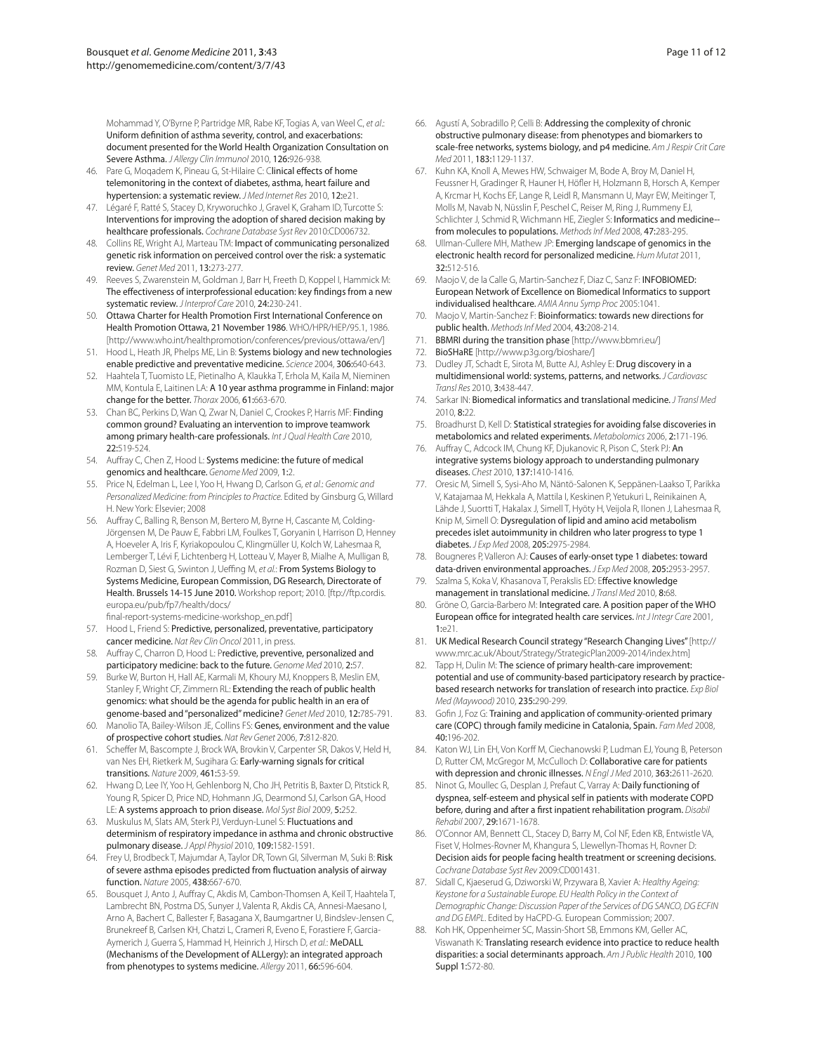Mohammad Y, O'Byrne P, Partridge MR, Rabe KF, Togias A, van Weel C, *et al.*: **Uniform definition of asthma severity, control, and exacerbations: document presented for the World Health Organization Consultation on Severe Asthma.** *J Allergy Clin Immunol* 2010, **126:**926-938.

46. Pare G, Moqadem K, Pineau G, St-Hilaire C: **Clinical effects of home telemonitoring in the context of diabetes, asthma, heart failure and hypertension: a systematic review.** *J Med Internet Res* 2010, **12:**e21.
47. Légaré F, Ratté S, Stacey D, Kryworuchko J, Gravel K, Graham ID, Turcotte S: **Interventions for improving the adoption of shared decision making by healthcare professionals.** *Cochrane Database Syst Rev* 2010:CD006732.
48. Collins RE, Wright AJ, Marteau TM: **Impact of communicating personalized genetic risk information on perceived control over the risk: a systematic review.** *Genet Med* 2011, **13:**273-277.
49. Reeves S, Zwarenstein M, Goldman J, Barr H, Freeth D, Koppel I, Hammick M: **The effectiveness of interprofessional education: key findings from a new systematic review.** *J Interprof Care* 2010, **24:**230-241.
50. **Ottawa Charter for Health Promotion First International Conference on Health Promotion Ottawa, 21 November 1986**. WHO/HPR/HEP/95.1, 1986. [http://www.who.int/healthpromotion/conferences/previous/ottawa/en/]
51. Hood L, Heath JR, Phelps ME, Lin B: **Systems biology and new technologies enable predictive and preventative medicine.** *Science* 2004, **306:**640-643.
52. Haahtela T, Tuomisto LE, Pietinalho A, Klaukka T, Erhola M, Kaila M, Nieminen MM, Kontula E, Laitinen LA: **A 10 year asthma programme in Finland: major change for the better.** *Thorax* 2006, **61:**663-670.
53. Chan BC, Perkins D, Wan Q, Zwar N, Daniel C, Crookes P, Harris MF: **Finding common ground? Evaluating an intervention to improve teamwork among primary health-care professionals.** *Int J Qual Health Care* 2010, **22:**519-524.
54. Auffray C, Chen Z, Hood L: **Systems medicine: the future of medical genomics and healthcare.** *Genome Med* 2009, **1:**2.
55. Price N, Edelman L, Lee I, Yoo H, Hwang D, Carlson G, *et al.*: *Genomic and Personalized Medicine: from Principles to Practice.* Edited by Ginsburg G, Willard H. New York: Elsevier; 2008
56. Auffray C, Balling R, Benson M, Bertero M, Byrne H, Cascante M, Colding-Jörgensen M, De Pauw E, Fabbri LM, Foulkes T, Goryanin I, Harrison D, Henney A, Hoeveler A, Iris F, Kyriakopoulou C, Klingmüller U, Kolch W, Lahesmaa R, Lemberger T, Lévi F, Lichtenberg H, Lotteau V, Mayer B, Mialhe A, Mulligan B, Rozman D, Siest G, Swinton J, Ueffing M, *et al.*: **From Systems Biology to Systems Medicine, European Commission, DG Research, Directorate of Health. Brussels 14-15 June 2010.** Workshop report; 2010. [ftp://ftp.cordis.europa.eu/pub/fp7/health/docs/final-report-systems-medicine-workshop_en.pdf]
57. Hood L, Friend S: **Predictive, personalized, preventative, participatory cancer medicine.** *Nat Rev Clin Oncol* 2011, in press.
58. Auffray C, Charron D, Hood L: **Predictive, preventive, personalized and participatory medicine: back to the future.** *Genome Med* 2010, **2:**57.
59. Burke W, Burton H, Hall AE, Karmali M, Khoury MJ, Knoppers B, Meslin EM, Stanley F, Wright CF, Zimmern RL: **Extending the reach of public health genomics: what should be the agenda for public health in an era of genome-based and "personalized" medicine?** *Genet Med* 2010, **12:**785-791.
60. Manolio TA, Bailey-Wilson JE, Collins FS: **Genes, environment and the value of prospective cohort studies.** *Nat Rev Genet* 2006, **7:**812-820.
61. Scheffer M, Bascompte J, Brock WA, Brovkin V, Carpenter SR, Dakos V, Held H, van Nes EH, Rietkerk M, Sugihara G: **Early-warning signals for critical transitions.** *Nature* 2009, **461:**53-59.
62. Hwang D, Lee IY, Yoo H, Gehlenborg N, Cho JH, Petritis B, Baxter D, Pitstick R, Young R, Spicer D, Price ND, Hohmann JG, Dearmond SJ, Carlson GA, Hood LE: **A systems approach to prion disease.** *Mol Syst Biol* 2009, **5:**252.
63. Muskulus M, Slats AM, Sterk PJ, Verduyn-Lunel S: **Fluctuations and determinism of respiratory impedance in asthma and chronic obstructive pulmonary disease.** *J Appl Physiol* 2010, **109:**1582-1591.
64. Frey U, Brodbeck T, Majumdar A, Taylor DR, Town GI, Silverman M, Suki B: **Risk of severe asthma episodes predicted from fluctuation analysis of airway function.** *Nature* 2005, **438:**667-670.
65. Bousquet J, Anto J, Auffray C, Akdis M, Cambon-Thomsen A, Keil T, Haahtela T, Lambrecht BN, Postma DS, Sunyer J, Valenta R, Akdis CA, Annesi-Maesano I, Arno A, Bachert C, Ballester F, Basagana X, Baumgartner U, Bindslev-Jensen C, Brunekreef B, Carlsen KH, Chatzi L, Crameri R, Eveno E, Forastiere F, Garcia-Aymerich J, Guerra S, Hammad H, Heinrich J, Hirsch D, *et al.*: **MeDALL (Mechanisms of the Development of ALLergy): an integrated approach from phenotypes to systems medicine.** *Allergy* 2011, **66:**596-604.
66. Agustí A, Sobradillo P, Celli B: **Addressing the complexity of chronic obstructive pulmonary disease: from phenotypes and biomarkers to scale-free networks, systems biology, and p4 medicine.** *Am J Respir Crit Care Med* 2011, **183:**1129-1137.
67. Kuhn KA, Knoll A, Mewes HW, Schwaiger M, Bode A, Broy M, Daniel H, Feussner H, Gradinger R, Hauner H, Höfler H, Holzmann B, Horsch A, Kemper A, Krcmar H, Kochs EF, Lange R, Leidl R, Mansmann U, Mayr EW, Meitinger T, Molls M, Navab N, Nüsslin F, Peschel C, Reiser M, Ring J, Rummeny EJ, Schlichter J, Schmid R, Wichmann HE, Ziegler S: **Informatics and medicine--from molecules to populations.** *Methods Inf Med* 2008, **47:**283-295.
68. Ullman-Cullere MH, Mathew JP: **Emerging landscape of genomics in the electronic health record for personalized medicine.** *Hum Mutat* 2011, **32:**512-516.
69. Maojo V, de la Calle G, Martin-Sanchez F, Diaz C, Sanz F: **INFOBIOMED: European Network of Excellence on Biomedical Informatics to support individualised healthcare.** *AMIA Annu Symp Proc* 2005:1041.
70. Maojo V, Martin-Sanchez F: **Bioinformatics: towards new directions for public health.** *Methods Inf Med* 2004, **43:**208-214.
71. **BBMRI during the transition phase** [http://www.bbmri.eu/]
72. **BioSHaRE** [http://www.p3g.org/bioshare/]
73. Dudley JT, Schadt E, Sirota M, Butte AJ, Ashley E: **Drug discovery in a multidimensional world: systems, patterns, and networks.** *J Cardiovasc Transl Res* 2010, **3:**438-447.
74. Sarkar IN: **Biomedical informatics and translational medicine.** *J Transl Med* 2010, **8:**22.
75. Broadhurst D, Kell D: **Statistical strategies for avoiding false discoveries in metabolomics and related experiments.** *Metabolomics* 2006, **2:**171-196.
76. Auffray C, Adcock IM, Chung KF, Djukanovic R, Pison C, Sterk PJ: **An integrative systems biology approach to understanding pulmonary diseases.** *Chest* 2010, **137:**1410-1416.
77. Oresic M, Simell S, Sysi-Aho M, Näntö-Salonen K, Seppänen-Laakso T, Parikka V, Katajamaa M, Hekkala A, Mattila I, Keskinen P, Yetukuri L, Reinikainen A, Lähde J, Suortti T, Hakalax J, Simell T, Hyöty H, Veijola R, Ilonen J, Lahesmaa R, Knip M, Simell O: **Dysregulation of lipid and amino acid metabolism precedes islet autoimmunity in children who later progress to type 1 diabetes.** *J Exp Med* 2008, **205:**2975-2984.
78. Bougneres P, Valleron AJ: **Causes of early-onset type 1 diabetes: toward data-driven environmental approaches.** *J Exp Med* 2008, **205:**2953-2957.
79. Szalma S, Koka V, Khasanova T, Perakslis ED: **Effective knowledge management in translational medicine.** *J Transl Med* 2010, **8:**68.
80. Gröne O, Garcia-Barbero M: **Integrated care. A position paper of the WHO European office for integrated health care services.** *Int J Integr Care* 2001, **1:**e21.
81. **UK Medical Research Council strategy "Research Changing Lives"** [http://www.mrc.ac.uk/About/Strategy/StrategicPlan2009-2014/index.htm]
82. Tapp H, Dulin M: **The science of primary health-care improvement: potential and use of community-based participatory research by practice-based research networks for translation of research into practice.** *Exp Biol Med (Maywood)* 2010, **235:**290-299.
83. Gofin J, Foz G: **Training and application of community-oriented primary care (COPC) through family medicine in Catalonia, Spain.** *Fam Med* 2008, **40:**196-202.
84. Katon WJ, Lin EH, Von Korff M, Ciechanowski P, Ludman EJ, Young B, Peterson D, Rutter CM, McGregor M, McCulloch D: **Collaborative care for patients with depression and chronic illnesses.** *N Engl J Med* 2010, **363:**2611-2620.
85. Ninot G, Moullec G, Desplan J, Prefaut C, Varray A: **Daily functioning of dyspnea, self-esteem and physical self in patients with moderate COPD before, during and after a first inpatient rehabilitation program.** *Disabil Rehabil* 2007, **29:**1671-1678.
86. O'Connor AM, Bennett CL, Stacey D, Barry M, Col NF, Eden KB, Entwistle VA, Fiset V, Holmes-Rovner M, Khangura S, Llewellyn-Thomas H, Rovner D: **Decision aids for people facing health treatment or screening decisions.** *Cochrane Database Syst Rev* 2009:CD001431.
87. Sidall C, Kjaeserud G, Dziworski W, Przywara B, Xavier A: *Healthy Ageing: Keystone for a Sustainable Europe. EU Health Policy in the Context of Demographic Change: Discussion Paper of the Services of DG SANCO, DG ECFIN and DG EMPL.* Edited by HaCPD-G. European Commission; 2007.
88. Koh HK, Oppenheimer SC, Massin-Short SB, Emmons KM, Geller AC, Viswanath K: **Translating research evidence into practice to reduce health disparities: a social determinants approach.** *Am J Public Health* 2010, **100 Suppl 1:**S72-80.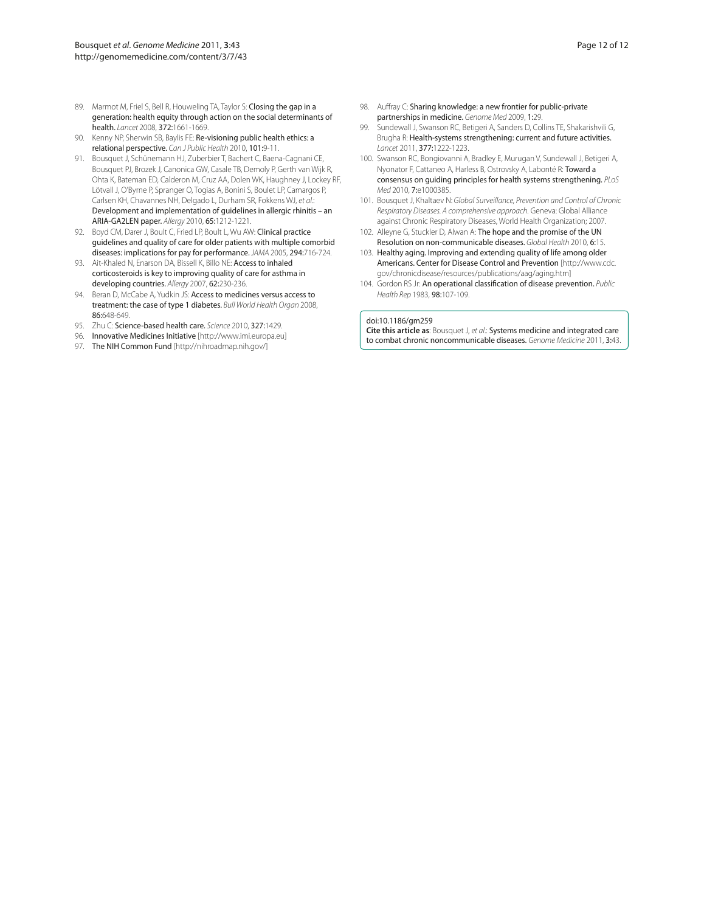89. Marmot M, Friel S, Bell R, Houweling TA, Taylor S: **Closing the gap in a generation: health equity through action on the social determinants of health.** *Lancet* 2008, **372:**1661-1669.
90. Kenny NP, Sherwin SB, Baylis FE: **Re-visioning public health ethics: a relational perspective.** *Can J Public Health* 2010, **101:**9-11.
91. Bousquet J, Schünemann HJ, Zuberbier T, Bachert C, Baena-Cagnani CE, Bousquet PJ, Brozek J, Canonica GW, Casale TB, Demoly P, Gerth van Wijk R, Ohta K, Bateman ED, Calderon M, Cruz AA, Dolen WK, Haughney J, Lockey RF, Lötvall J, O'Byrne P, Spranger O, Togias A, Bonini S, Boulet LP, Camargos P, Carlsen KH, Chavannes NH, Delgado L, Durham SR, Fokkens WJ, *et al.*: **Development and implementation of guidelines in allergic rhinitis – an ARIA-GA2LEN paper.** *Allergy* 2010, **65:**1212-1221.
92. Boyd CM, Darer J, Boult C, Fried LP, Boult L, Wu AW: **Clinical practice guidelines and quality of care for older patients with multiple comorbid diseases: implications for pay for performance.** *JAMA* 2005, **294:**716-724.
93. Ait-Khaled N, Enarson DA, Bissell K, Billo NE: **Access to inhaled corticosteroids is key to improving quality of care for asthma in developing countries.** *Allergy* 2007, **62:**230-236.
94. Beran D, McCabe A, Yudkin JS: **Access to medicines versus access to treatment: the case of type 1 diabetes.** *Bull World Health Organ* 2008, **86:**648-649.
95. Zhu C: **Science-based health care.** *Science* 2010, **327:**1429.
96. **Innovative Medicines Initiative** [http://www.imi.europa.eu]
97. **The NIH Common Fund** [http://nihroadmap.nih.gov/]
98. Auffray C: **Sharing knowledge: a new frontier for public-private partnerships in medicine.** *Genome Med* 2009, **1:**29.
99. Sundewall J, Swanson RC, Betigeri A, Sanders D, Collins TE, Shakarishvili G, Brugha R: **Health-systems strengthening: current and future activities.** *Lancet* 2011, **377:**1222-1223.
100. Swanson RC, Bongiovanni A, Bradley E, Murugan V, Sundewall J, Betigeri A, Nyonator F, Cattaneo A, Harless B, Ostrovsky A, Labonté R: **Toward a consensus on guiding principles for health systems strengthening.** *PLoS Med* 2010, **7:**e1000385.
101. Bousquet J, Khaltaev N: *Global Surveillance, Prevention and Control of Chronic Respiratory Diseases. A comprehensive approach.* Geneva: Global Alliance against Chronic Respiratory Diseases, World Health Organization; 2007.
102. Alleyne G, Stuckler D, Alwan A: **The hope and the promise of the UN Resolution on non-communicable diseases.** *Global Health* 2010, **6:**15.
103. **Healthy aging. Improving and extending quality of life among older Americans. Center for Disease Control and Prevention** [http://www.cdc.gov/chronicdisease/resources/publications/aag/aging.htm]
104. Gordon RS Jr: **An operational classification of disease prevention.** *Public Health Rep* 1983, **98:**107-109.

doi:10.1186/gm259

**Cite this article as**: Bousquet J, *et al.*: Systems medicine and integrated care to combat chronic noncommunicable diseases. *Genome Medicine* 2011, **3:**43.